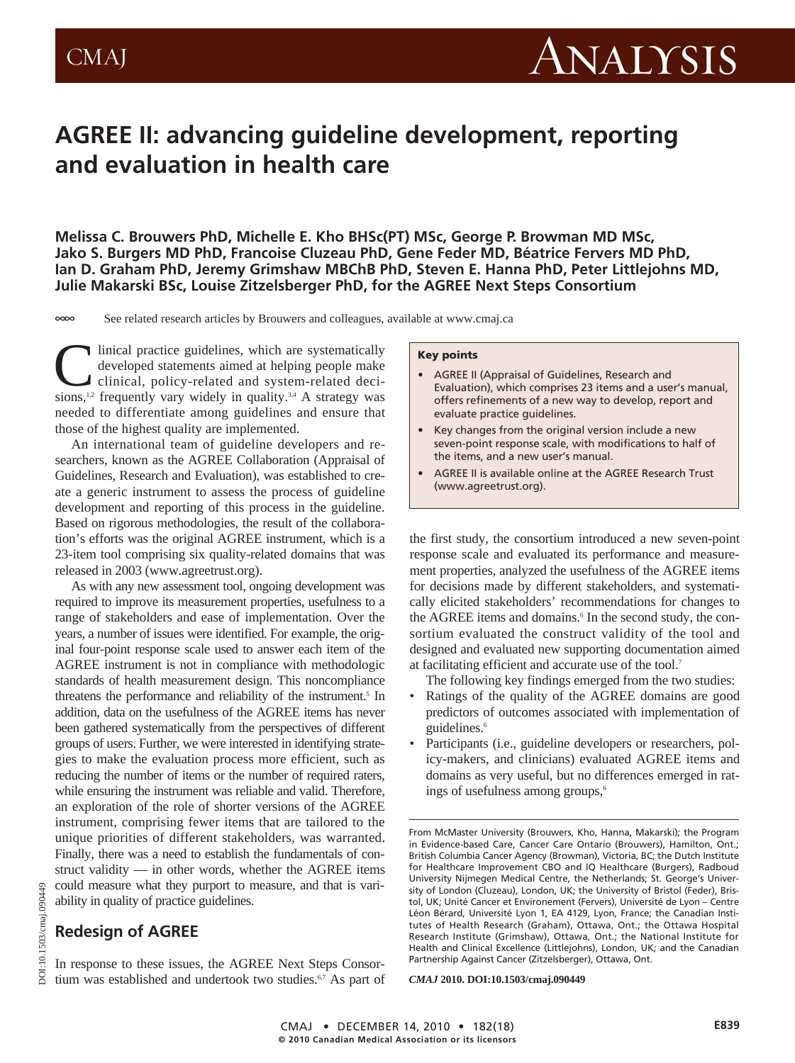# AGREE II: advancing guideline development, reporting and evaluation in health care

**Melissa C. Brouwers PhD, Michelle E. Kho BHSc(PT) MSc, George P. Browman MD MSc, Jako S. Burgers MD PhD, Francoise Cluzeau PhD, Gene Feder MD, Béatrice Fervers MD PhD, Ian D. Graham PhD, Jeremy Grimshaw MBChB PhD, Steven E. Hanna PhD, Peter Littlejohns MD, Julie Makarski BSc, Louise Zitzelsberger PhD, for the AGREE Next Steps Consortium**

See related research articles by Brouwers and colleagues, available at www.cmaj.ca

Clinical practice guidelines, which are systematically developed statements aimed at helping people make clinical, policy-related and system-related decisions,[1,2] frequently vary widely in quality.[3,4] A strategy was needed to differentiate among guidelines and ensure that those of the highest quality are implemented.

An international team of guideline developers and researchers, known as the AGREE Collaboration (Appraisal of Guidelines, Research and Evaluation), was established to create a generic instrument to assess the process of guideline development and reporting of this process in the guideline. Based on rigorous methodologies, the result of the collaboration's efforts was the original AGREE instrument, which is a 23-item tool comprising six quality-related domains that was released in 2003 (www.agreetrust.org).

As with any new assessment tool, ongoing development was required to improve its measurement properties, usefulness to a range of stakeholders and ease of implementation. Over the years, a number of issues were identified. For example, the original four-point response scale used to answer each item of the AGREE instrument is not in compliance with methodologic standards of health measurement design. This noncompliance threatens the performance and reliability of the instrument.[5] In addition, data on the usefulness of the AGREE items has never been gathered systematically from the perspectives of different groups of users. Further, we were interested in identifying strategies to make the evaluation process more efficient, such as reducing the number of items or the number of required raters, while ensuring the instrument was reliable and valid. Therefore, an exploration of the role of shorter versions of the AGREE instrument, comprising fewer items that are tailored to the unique priorities of different stakeholders, was warranted. Finally, there was a need to establish the fundamentals of construct validity — in other words, whether the AGREE items could measure what they purport to measure, and that is variability in quality of practice guidelines.

> **Key points**
>
> - AGREE II (Appraisal of Guidelines, Research and Evaluation), which comprises 23 items and a user's manual, offers refinements of a new way to develop, report and evaluate practice guidelines.
> - Key changes from the original version include a new seven-point response scale, with modifications to half of the items, and a new user's manual.
> - AGREE II is available online at the AGREE Research Trust (www.agreetrust.org).

## Redesign of AGREE

In response to these issues, the AGREE Next Steps Consortium was established and undertook two studies.[6,7] As part of the first study, the consortium introduced a new seven-point response scale and evaluated its performance and measurement properties, analyzed the usefulness of the AGREE items for decisions made by different stakeholders, and systematically elicited stakeholders' recommendations for changes to the AGREE items and domains.[6] In the second study, the consortium evaluated the construct validity of the tool and designed and evaluated new supporting documentation aimed at facilitating efficient and accurate use of the tool.[7]

The following key findings emerged from the two studies:

- Ratings of the quality of the AGREE domains are good predictors of outcomes associated with implementation of guidelines.[6]
- Participants (i.e., guideline developers or researchers, policy-makers, and clinicians) evaluated AGREE items and domains as very useful, but no differences emerged in ratings of usefulness among groups,[6]

From McMaster University (Brouwers, Kho, Hanna, Makarski); the Program in Evidence-based Care, Cancer Care Ontario (Brouwers), Hamilton, Ont.; British Columbia Cancer Agency (Browman), Victoria, BC; the Dutch Institute for Healthcare Improvement CBO and IQ Healthcare (Burgers), Radboud University Nijmegen Medical Centre, the Netherlands; St. George's University of London (Cluzeau), London, UK; the University of Bristol (Feder), Bristol, UK; Unité Cancer et Environement (Fervers), Université de Lyon – Centre Léon Bérard, Université Lyon 1, EA 4129, Lyon, France; the Canadian Institutes of Health Research (Graham), Ottawa, Ont.; the Ottawa Hospital Research Institute (Grimshaw), Ottawa, Ont.; the National Institute for Health and Clinical Excellence (Littlejohns), London, UK; and the Canadian Partnership Against Cancer (Zitzelsberger), Ottawa, Ont.

*CMAJ* **2010. DOI:10.1503/cmaj.090449**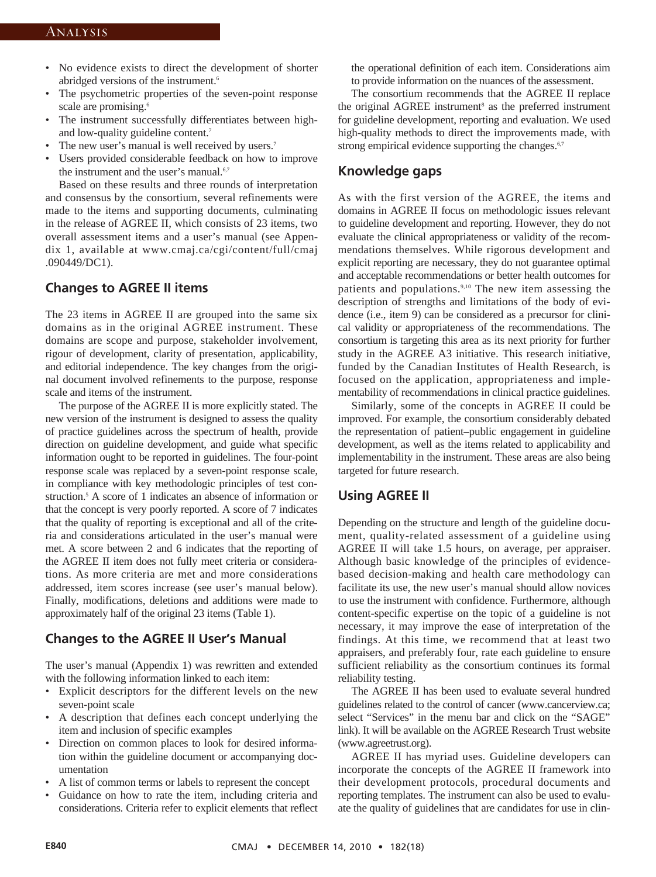- No evidence exists to direct the development of shorter abridged versions of the instrument.[6]
- The psychometric properties of the seven-point response scale are promising.[6]
- The instrument successfully differentiates between high- and low-quality guideline content.[7]
- The new user's manual is well received by users.[7]
- Users provided considerable feedback on how to improve the instrument and the user's manual.[6,7]

Based on these results and three rounds of interpretation and consensus by the consortium, several refinements were made to the items and supporting documents, culminating in the release of AGREE II, which consists of 23 items, two overall assessment items and a user's manual (see Appendix 1, available at www.cmaj.ca/cgi/content/full/cmaj.090449/DC1).

## Changes to AGREE II items

The 23 items in AGREE II are grouped into the same six domains as in the original AGREE instrument. These domains are scope and purpose, stakeholder involvement, rigour of development, clarity of presentation, applicability, and editorial independence. The key changes from the original document involved refinements to the purpose, response scale and items of the instrument.

The purpose of the AGREE II is more explicitly stated. The new version of the instrument is designed to assess the quality of practice guidelines across the spectrum of health, provide direction on guideline development, and guide what specific information ought to be reported in guidelines. The four-point response scale was replaced by a seven-point response scale, in compliance with key methodologic principles of test construction.[5] A score of 1 indicates an absence of information or that the concept is very poorly reported. A score of 7 indicates that the quality of reporting is exceptional and all of the criteria and considerations articulated in the user's manual were met. A score between 2 and 6 indicates that the reporting of the AGREE II item does not fully meet criteria or considerations. As more criteria are met and more considerations addressed, item scores increase (see user's manual below). Finally, modifications, deletions and additions were made to approximately half of the original 23 items (Table 1).

## Changes to the AGREE II User's Manual

The user's manual (Appendix 1) was rewritten and extended with the following information linked to each item:

- Explicit descriptors for the different levels on the new seven-point scale
- A description that defines each concept underlying the item and inclusion of specific examples
- Direction on common places to look for desired information within the guideline document or accompanying documentation
- A list of common terms or labels to represent the concept
- Guidance on how to rate the item, including criteria and considerations. Criteria refer to explicit elements that reflect the operational definition of each item. Considerations aim to provide information on the nuances of the assessment.

The consortium recommends that the AGREE II replace the original AGREE instrument[8] as the preferred instrument for guideline development, reporting and evaluation. We used high-quality methods to direct the improvements made, with strong empirical evidence supporting the changes.[6,7]

## Knowledge gaps

As with the first version of the AGREE, the items and domains in AGREE II focus on methodologic issues relevant to guideline development and reporting. However, they do not evaluate the clinical appropriateness or validity of the recommendations themselves. While rigorous development and explicit reporting are necessary, they do not guarantee optimal and acceptable recommendations or better health outcomes for patients and populations.[9,10] The new item assessing the description of strengths and limitations of the body of evidence (i.e., item 9) can be considered as a precursor for clinical validity or appropriateness of the recommendations. The consortium is targeting this area as its next priority for further study in the AGREE A3 initiative. This research initiative, funded by the Canadian Institutes of Health Research, is focused on the application, appropriateness and implementability of recommendations in clinical practice guidelines.

Similarly, some of the concepts in AGREE II could be improved. For example, the consortium considerably debated the representation of patient–public engagement in guideline development, as well as the items related to applicability and implementability in the instrument. These areas are also being targeted for future research.

## Using AGREE II

Depending on the structure and length of the guideline document, quality-related assessment of a guideline using AGREE II will take 1.5 hours, on average, per appraiser. Although basic knowledge of the principles of evidence-based decision-making and health care methodology can facilitate its use, the new user's manual should allow novices to use the instrument with confidence. Furthermore, although content-specific expertise on the topic of a guideline is not necessary, it may improve the ease of interpretation of the findings. At this time, we recommend that at least two appraisers, and preferably four, rate each guideline to ensure sufficient reliability as the consortium continues its formal reliability testing.

The AGREE II has been used to evaluate several hundred guidelines related to the control of cancer (www.cancerview.ca; select "Services" in the menu bar and click on the "SAGE" link). It will be available on the AGREE Research Trust website (www.agreetrust.org).

AGREE II has myriad uses. Guideline developers can incorporate the concepts of the AGREE II framework into their development protocols, procedural documents and reporting templates. The instrument can also be used to evaluate the quality of guidelines that are candidates for use in clin-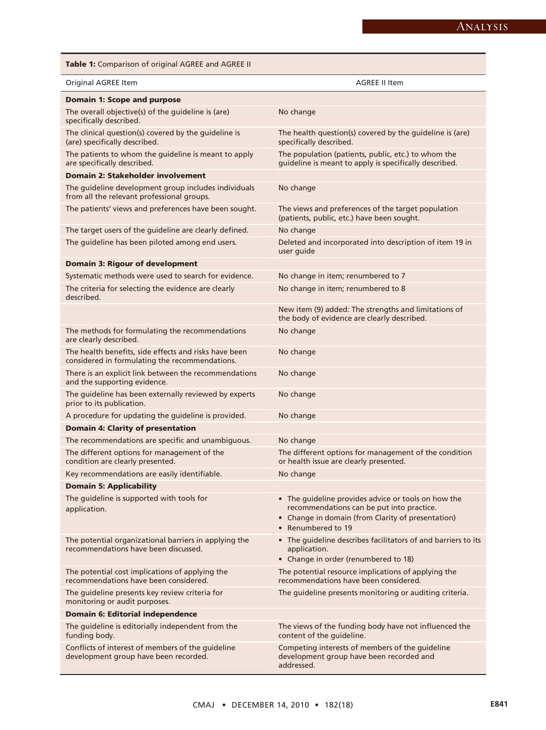**Table 1:** Comparison of original AGREE and AGREE II

| Original AGREE Item | AGREE II Item |
|---|---|
| **Domain 1: Scope and purpose** | |
| The overall objective(s) of the guideline is (are) specifically described. | No change |
| The clinical question(s) covered by the guideline is (are) specifically described. | The health question(s) covered by the guideline is (are) specifically described. |
| The patients to whom the guideline is meant to apply are specifically described. | The population (patients, public, etc.) to whom the guideline is meant to apply is specifically described. |
| **Domain 2: Stakeholder involvement** | |
| The guideline development group includes individuals from all the relevant professional groups. | No change |
| The patients' views and preferences have been sought. | The views and preferences of the target population (patients, public, etc.) have been sought. |
| The target users of the guideline are clearly defined. | No change |
| The guideline has been piloted among end users. | Deleted and incorporated into description of item 19 in user guide |
| **Domain 3: Rigour of development** | |
| Systematic methods were used to search for evidence. | No change in item; renumbered to 7 |
| The criteria for selecting the evidence are clearly described. | No change in item; renumbered to 8 |
| | New item (9) added: The strengths and limitations of the body of evidence are clearly described. |
| The methods for formulating the recommendations are clearly described. | No change |
| The health benefits, side effects and risks have been considered in formulating the recommendations. | No change |
| There is an explicit link between the recommendations and the supporting evidence. | No change |
| The guideline has been externally reviewed by experts prior to its publication. | No change |
| A procedure for updating the guideline is provided. | No change |
| **Domain 4: Clarity of presentation** | |
| The recommendations are specific and unambiguous. | No change |
| The different options for management of the condition are clearly presented. | The different options for management of the condition or health issue are clearly presented. |
| Key recommendations are easily identifiable. | No change |
| **Domain 5: Applicability** | |
| The guideline is supported with tools for application. | • The guideline provides advice or tools on how the recommendations can be put into practice. • Change in domain (from Clarity of presentation) • Renumbered to 19 |
| The potential organizational barriers in applying the recommendations have been discussed. | • The guideline describes facilitators of and barriers to its application. • Change in order (renumbered to 18) |
| The potential cost implications of applying the recommendations have been considered. | The potential resource implications of applying the recommendations have been considered. |
| The guideline presents key review criteria for monitoring or audit purposes. | The guideline presents monitoring or auditing criteria. |
| **Domain 6: Editorial independence** | |
| The guideline is editorially independent from the funding body. | The views of the funding body have not influenced the content of the guideline. |
| Conflicts of interest of members of the guideline development group have been recorded. | Competing interests of members of the guideline development group have been recorded and addressed. |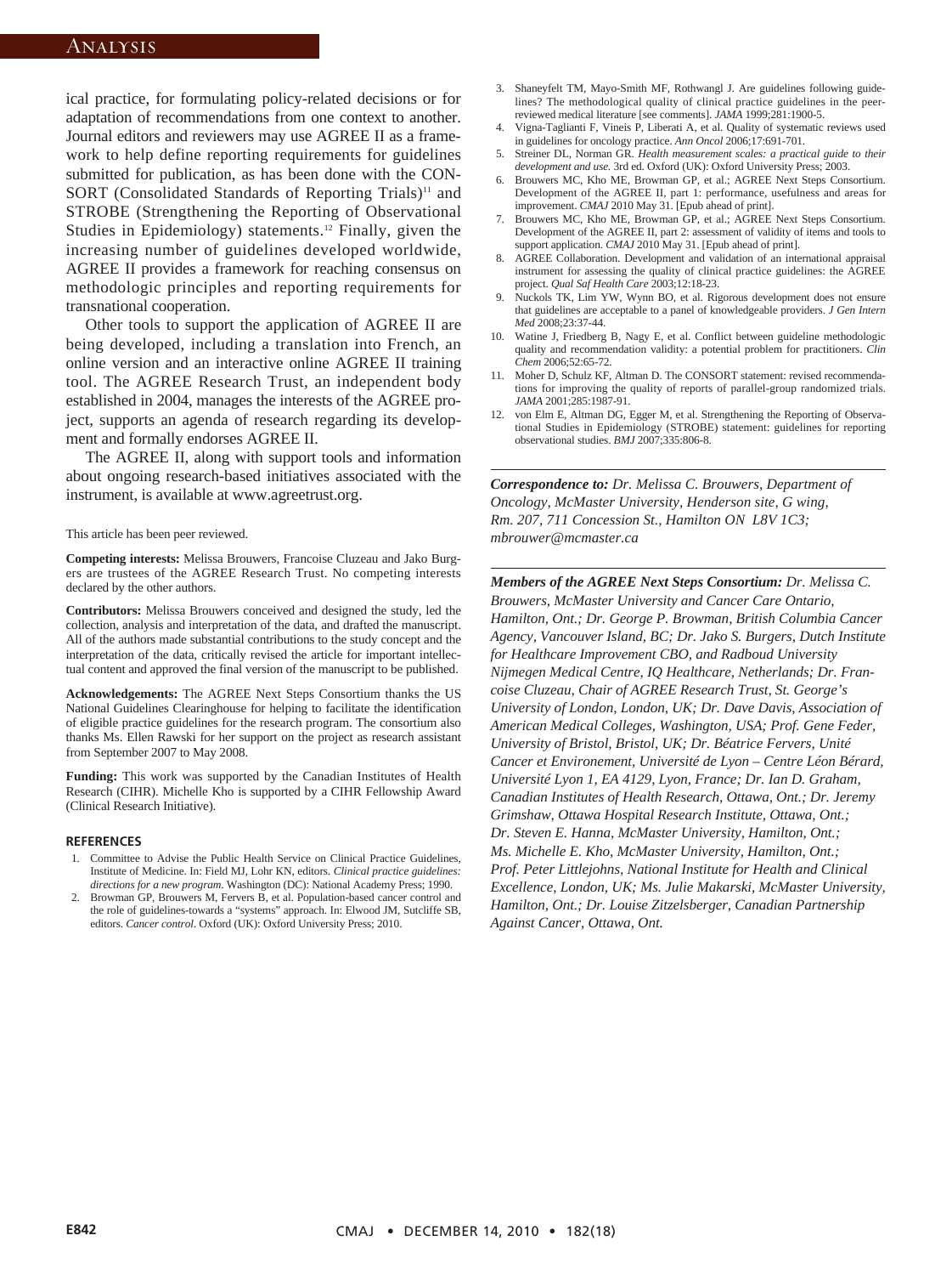ical practice, for formulating policy-related decisions or for adaptation of recommendations from one context to another. Journal editors and reviewers may use AGREE II as a framework to help define reporting requirements for guidelines submitted for publication, as has been done with the CONSORT (Consolidated Standards of Reporting Trials)[11] and STROBE (Strengthening the Reporting of Observational Studies in Epidemiology) statements.[12] Finally, given the increasing number of guidelines developed worldwide, AGREE II provides a framework for reaching consensus on methodologic principles and reporting requirements for transnational cooperation.

Other tools to support the application of AGREE II are being developed, including a translation into French, an online version and an interactive online AGREE II training tool. The AGREE Research Trust, an independent body established in 2004, manages the interests of the AGREE project, supports an agenda of research regarding its development and formally endorses AGREE II.

The AGREE II, along with support tools and information about ongoing research-based initiatives associated with the instrument, is available at www.agreetrust.org.

This article has been peer reviewed.

**Competing interests:** Melissa Brouwers, Francoise Cluzeau and Jako Burgers are trustees of the AGREE Research Trust. No competing interests declared by the other authors.

**Contributors:** Melissa Brouwers conceived and designed the study, led the collection, analysis and interpretation of the data, and drafted the manuscript. All of the authors made substantial contributions to the study concept and the interpretation of the data, critically revised the article for important intellectual content and approved the final version of the manuscript to be published.

**Acknowledgements:** The AGREE Next Steps Consortium thanks the US National Guidelines Clearinghouse for helping to facilitate the identification of eligible practice guidelines for the research program. The consortium also thanks Ms. Ellen Rawski for her support on the project as research assistant from September 2007 to May 2008.

**Funding:** This work was supported by the Canadian Institutes of Health Research (CIHR). Michelle Kho is supported by a CIHR Fellowship Award (Clinical Research Initiative).

## REFERENCES

1. Committee to Advise the Public Health Service on Clinical Practice Guidelines, Institute of Medicine. In: Field MJ, Lohr KN, editors. *Clinical practice guidelines: directions for a new program*. Washington (DC): National Academy Press; 1990.
2. Browman GP, Brouwers M, Fervers B, et al. Population-based cancer control and the role of guidelines-towards a "systems" approach. In: Elwood JM, Sutcliffe SB, editors. *Cancer control*. Oxford (UK): Oxford University Press; 2010.
3. Shaneyfelt TM, Mayo-Smith MF, Rothwangl J. Are guidelines following guidelines? The methodological quality of clinical practice guidelines in the peer-reviewed medical literature [see comments]. *JAMA* 1999;281:1900-5.
4. Vigna-Taglianti F, Vineis P, Liberati A, et al. Quality of systematic reviews used in guidelines for oncology practice. *Ann Oncol* 2006;17:691-701.
5. Streiner DL, Norman GR. *Health measurement scales: a practical guide to their development and use.* 3rd ed. Oxford (UK): Oxford University Press; 2003.
6. Brouwers MC, Kho ME, Browman GP, et al.; AGREE Next Steps Consortium. Development of the AGREE II, part 1: performance, usefulness and areas for improvement. *CMAJ* 2010 May 31. [Epub ahead of print].
7. Brouwers MC, Kho ME, Browman GP, et al.; AGREE Next Steps Consortium. Development of the AGREE II, part 2: assessment of validity of items and tools to support application. *CMAJ* 2010 May 31. [Epub ahead of print].
8. AGREE Collaboration. Development and validation of an international appraisal instrument for assessing the quality of clinical practice guidelines: the AGREE project. *Qual Saf Health Care* 2003;12:18-23.
9. Nuckols TK, Lim YW, Wynn BO, et al. Rigorous development does not ensure that guidelines are acceptable to a panel of knowledgeable providers. *J Gen Intern Med* 2008;23:37-44.
10. Watine J, Friedberg B, Nagy E, et al. Conflict between guideline methodologic quality and recommendation validity: a potential problem for practitioners. *Clin Chem* 2006;52:65-72.
11. Moher D, Schulz KF, Altman D. The CONSORT statement: revised recommendations for improving the quality of reports of parallel-group randomized trials. *JAMA* 2001;285:1987-91.
12. von Elm E, Altman DG, Egger M, et al. Strengthening the Reporting of Observational Studies in Epidemiology (STROBE) statement: guidelines for reporting observational studies. *BMJ* 2007;335:806-8.

***Correspondence to:*** *Dr. Melissa C. Brouwers, Department of Oncology, McMaster University, Henderson site, G wing, Rm. 207, 711 Concession St., Hamilton ON L8V 1C3; mbrouwer@mcmaster.ca*

***Members of the AGREE Next Steps Consortium:*** *Dr. Melissa C. Brouwers, McMaster University and Cancer Care Ontario, Hamilton, Ont.; Dr. George P. Browman, British Columbia Cancer Agency, Vancouver Island, BC; Dr. Jako S. Burgers, Dutch Institute for Healthcare Improvement CBO, and Radboud University Nijmegen Medical Centre, IQ Healthcare, Netherlands; Dr. Francoise Cluzeau, Chair of AGREE Research Trust, St. George's University of London, London, UK; Dr. Dave Davis, Association of American Medical Colleges, Washington, USA; Prof. Gene Feder, University of Bristol, Bristol, UK; Dr. Béatrice Fervers, Unité Cancer et Environement, Université de Lyon – Centre Léon Bérard, Université Lyon 1, EA 4129, Lyon, France; Dr. Ian D. Graham, Canadian Institutes of Health Research, Ottawa, Ont.; Dr. Jeremy Grimshaw, Ottawa Hospital Research Institute, Ottawa, Ont.; Dr. Steven E. Hanna, McMaster University, Hamilton, Ont.; Ms. Michelle E. Kho, McMaster University, Hamilton, Ont.; Prof. Peter Littlejohns, National Institute for Health and Clinical Excellence, London, UK; Ms. Julie Makarski, McMaster University, Hamilton, Ont.; Dr. Louise Zitzelsberger, Canadian Partnership Against Cancer, Ottawa, Ont.*